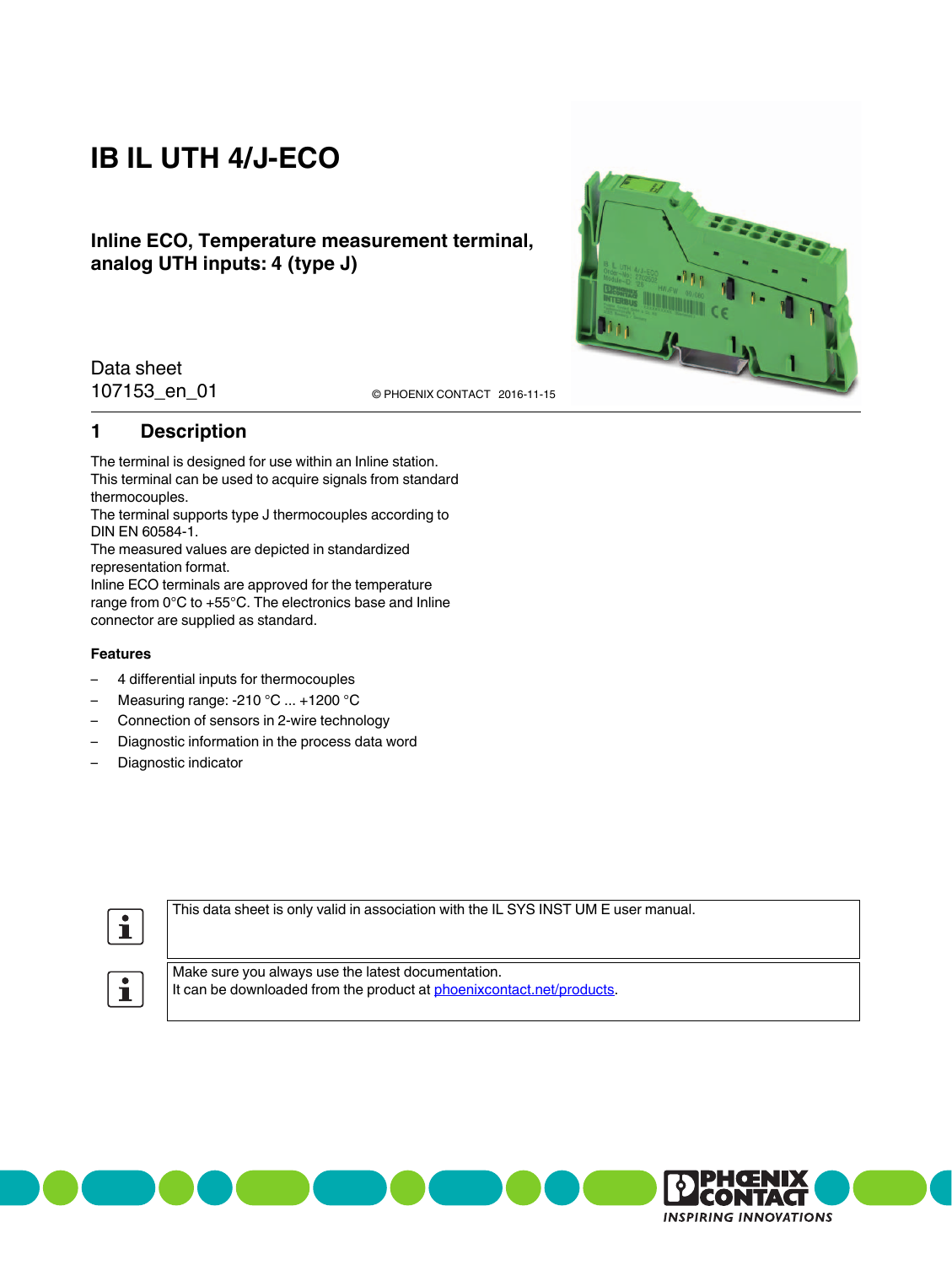# IB IL UTH 4/J-ECO

**Inline ECO, Temperature measurement terminal, analog UTH inputs: 4 (type J)**

Data sheet
107153_en_01

© PHOENIX CONTACT 2016-11-15

## 1 Description

The terminal is designed for use within an Inline station.
This terminal can be used to acquire signals from standard thermocouples.
The terminal supports type J thermocouples according to DIN EN 60584-1.
The measured values are depicted in standardized representation format.
Inline ECO terminals are approved for the temperature range from 0°C to +55°C. The electronics base and Inline connector are supplied as standard.

### Features

- 4 differential inputs for thermocouples
- Measuring range: -210 °C ... +1200 °C
- Connection of sensors in 2-wire technology
- Diagnostic information in the process data word
- Diagnostic indicator

This data sheet is only valid in association with the IL SYS INST UM E user manual.

Make sure you always use the latest documentation.
It can be downloaded from the product at phoenixcontact.net/products.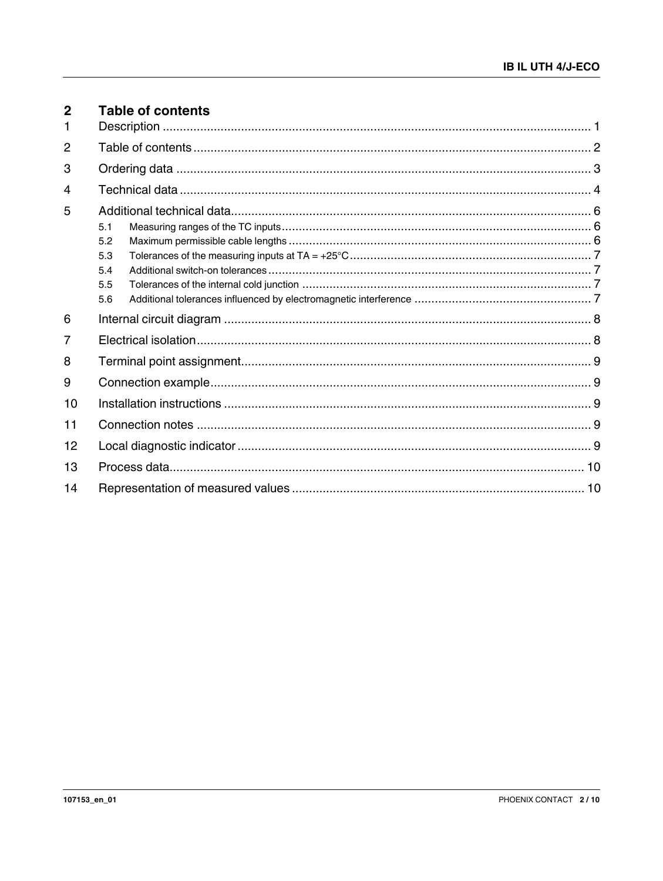## 2 Table of contents

| | | |
|---|---|---|
| 1 | Description | 1 |
| 2 | Table of contents | 2 |
| 3 | Ordering data | 3 |
| 4 | Technical data | 4 |
| 5 | Additional technical data | 6 |
| 5.1 | Measuring ranges of the TC inputs | 6 |
| 5.2 | Maximum permissible cable lengths | 6 |
| 5.3 | Tolerances of the measuring inputs at TA = +25°C | 7 |
| 5.4 | Additional switch-on tolerances | 7 |
| 5.5 | Tolerances of the internal cold junction | 7 |
| 5.6 | Additional tolerances influenced by electromagnetic interference | 7 |
| 6 | Internal circuit diagram | 8 |
| 7 | Electrical isolation | 8 |
| 8 | Terminal point assignment | 9 |
| 9 | Connection example | 9 |
| 10 | Installation instructions | 9 |
| 11 | Connection notes | 9 |
| 12 | Local diagnostic indicator | 9 |
| 13 | Process data | 10 |
| 14 | Representation of measured values | 10 |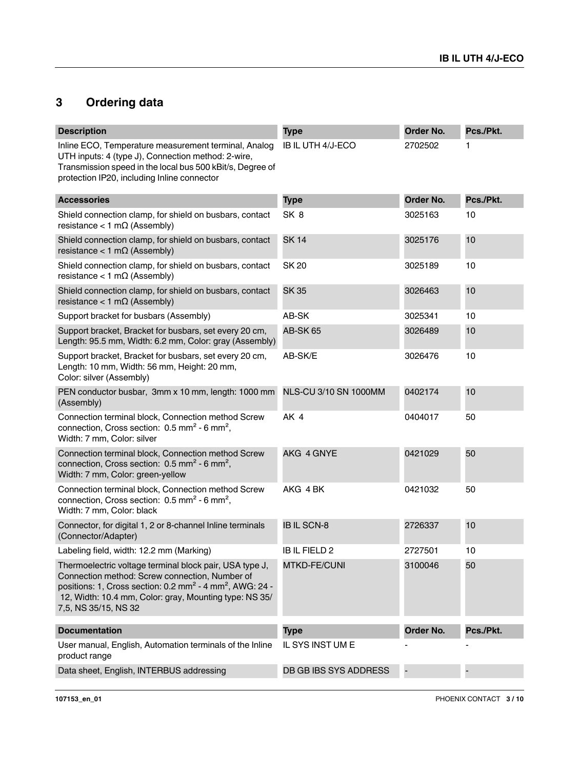## 3 Ordering data

| Description | Type | Order No. | Pcs./Pkt. |
|---|---|---|---|
| Inline ECO, Temperature measurement terminal, Analog UTH inputs: 4 (type J), Connection method: 2-wire, Transmission speed in the local bus 500 kBit/s, Degree of protection IP20, including Inline connector | IB IL UTH 4/J-ECO | 2702502 | 1 |

| Accessories | Type | Order No. | Pcs./Pkt. |
|---|---|---|---|
| Shield connection clamp, for shield on busbars, contact resistance < 1 mΩ (Assembly) | SK 8 | 3025163 | 10 |
| Shield connection clamp, for shield on busbars, contact resistance < 1 mΩ (Assembly) | SK 14 | 3025176 | 10 |
| Shield connection clamp, for shield on busbars, contact resistance < 1 mΩ (Assembly) | SK 20 | 3025189 | 10 |
| Shield connection clamp, for shield on busbars, contact resistance < 1 mΩ (Assembly) | SK 35 | 3026463 | 10 |
| Support bracket for busbars (Assembly) | AB-SK | 3025341 | 10 |
| Support bracket, Bracket for busbars, set every 20 cm, Length: 95.5 mm, Width: 6.2 mm, Color: gray (Assembly) | AB-SK 65 | 3026489 | 10 |
| Support bracket, Bracket for busbars, set every 20 cm, Length: 10 mm, Width: 56 mm, Height: 20 mm, Color: silver (Assembly) | AB-SK/E | 3026476 | 10 |
| PEN conductor busbar, 3mm x 10 mm, length: 1000 mm (Assembly) | NLS-CU 3/10 SN 1000MM | 0402174 | 10 |
| Connection terminal block, Connection method Screw connection, Cross section: 0.5 mm² - 6 mm², Width: 7 mm, Color: silver | AK 4 | 0404017 | 50 |
| Connection terminal block, Connection method Screw connection, Cross section: 0.5 mm² - 6 mm², Width: 7 mm, Color: green-yellow | AKG 4 GNYE | 0421029 | 50 |
| Connection terminal block, Connection method Screw connection, Cross section: 0.5 mm² - 6 mm², Width: 7 mm, Color: black | AKG 4 BK | 0421032 | 50 |
| Connector, for digital 1, 2 or 8-channel Inline terminals (Connector/Adapter) | IB IL SCN-8 | 2726337 | 10 |
| Labeling field, width: 12.2 mm (Marking) | IB IL FIELD 2 | 2727501 | 10 |
| Thermoelectric voltage terminal block pair, USA type J, Connection method: Screw connection, Number of positions: 1, Cross section: 0.2 mm² - 4 mm², AWG: 24 - 12, Width: 10.4 mm, Color: gray, Mounting type: NS 35/ 7,5, NS 35/15, NS 32 | MTKD-FE/CUNI | 3100046 | 50 |

| Documentation | Type | Order No. | Pcs./Pkt. |
|---|---|---|---|
| User manual, English, Automation terminals of the Inline product range | IL SYS INST UM E | - | - |
| Data sheet, English, INTERBUS addressing | DB GB IBS SYS ADDRESS | - | - |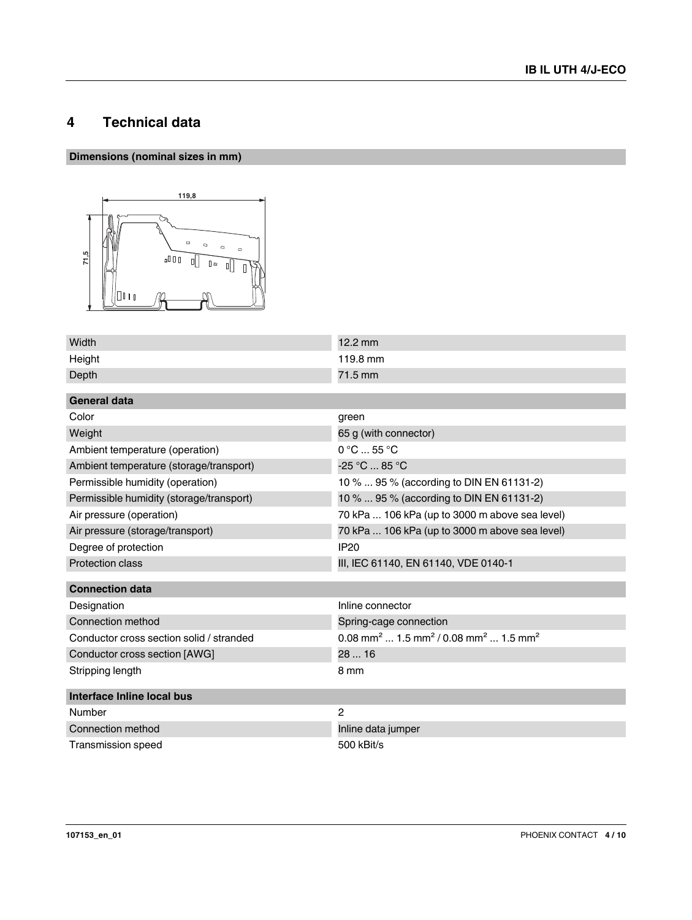# 4 Technical data

**Dimensions (nominal sizes in mm)**

| Width | 12.2 mm |
|---|---|
| Height | 119.8 mm |
| Depth | 71.5 mm |

| General data | |
|---|---|
| Color | green |
| Weight | 65 g (with connector) |
| Ambient temperature (operation) | 0 °C ... 55 °C |
| Ambient temperature (storage/transport) | -25 °C ... 85 °C |
| Permissible humidity (operation) | 10 % ... 95 % (according to DIN EN 61131-2) |
| Permissible humidity (storage/transport) | 10 % ... 95 % (according to DIN EN 61131-2) |
| Air pressure (operation) | 70 kPa ... 106 kPa (up to 3000 m above sea level) |
| Air pressure (storage/transport) | 70 kPa ... 106 kPa (up to 3000 m above sea level) |
| Degree of protection | IP20 |
| Protection class | III, IEC 61140, EN 61140, VDE 0140-1 |

| Connection data | |
|---|---|
| Designation | Inline connector |
| Connection method | Spring-cage connection |
| Conductor cross section solid / stranded | 0.08 mm² ... 1.5 mm² / 0.08 mm² ... 1.5 mm² |
| Conductor cross section [AWG] | 28 ... 16 |
| Stripping length | 8 mm |

| Interface Inline local bus | |
|---|---|
| Number | 2 |
| Connection method | Inline data jumper |
| Transmission speed | 500 kBit/s |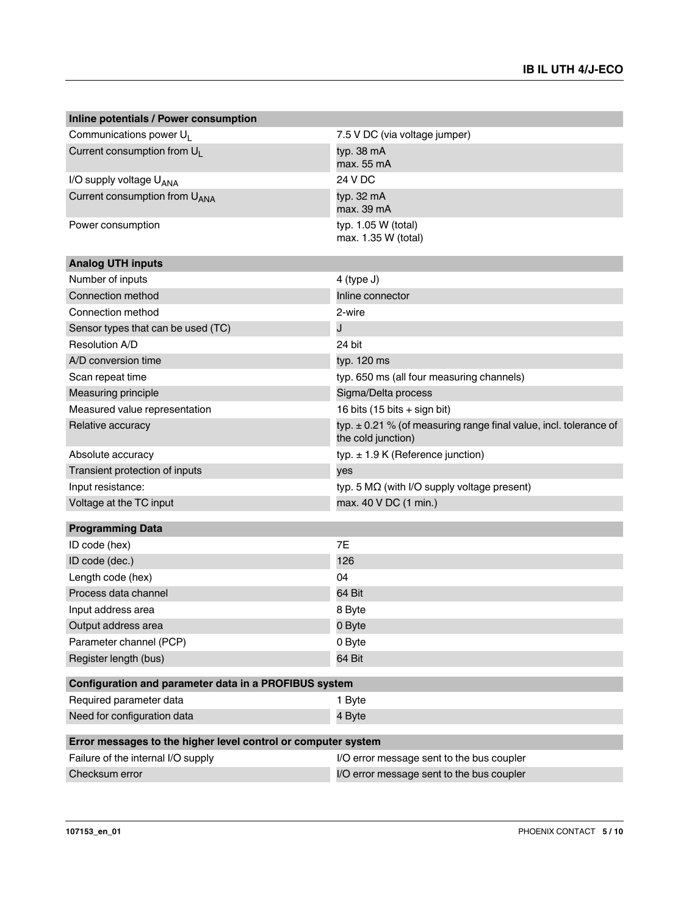| Inline potentials / Power consumption | |
|---|---|
| Communications power $U_L$ | 7.5 V DC (via voltage jumper) |
| Current consumption from $U_L$ | typ. 38 mA<br>max. 55 mA |
| I/O supply voltage $U_{ANA}$ | 24 V DC |
| Current consumption from $U_{ANA}$ | typ. 32 mA<br>max. 39 mA |
| Power consumption | typ. 1.05 W (total)<br>max. 1.35 W (total) |

| Analog UTH inputs | |
|---|---|
| Number of inputs | 4 (type J) |
| Connection method | Inline connector |
| Connection method | 2-wire |
| Sensor types that can be used (TC) | J |
| Resolution A/D | 24 bit |
| A/D conversion time | typ. 120 ms |
| Scan repeat time | typ. 650 ms (all four measuring channels) |
| Measuring principle | Sigma/Delta process |
| Measured value representation | 16 bits (15 bits + sign bit) |
| Relative accuracy | typ. ± 0.21 % (of measuring range final value, incl. tolerance of the cold junction) |
| Absolute accuracy | typ. ± 1.9 K (Reference junction) |
| Transient protection of inputs | yes |
| Input resistance: | typ. 5 MΩ (with I/O supply voltage present) |
| Voltage at the TC input | max. 40 V DC (1 min.) |

| Programming Data | |
|---|---|
| ID code (hex) | 7E |
| ID code (dec.) | 126 |
| Length code (hex) | 04 |
| Process data channel | 64 Bit |
| Input address area | 8 Byte |
| Output address area | 0 Byte |
| Parameter channel (PCP) | 0 Byte |
| Register length (bus) | 64 Bit |

| Configuration and parameter data in a PROFIBUS system | |
|---|---|
| Required parameter data | 1 Byte |
| Need for configuration data | 4 Byte |

| Error messages to the higher level control or computer system | |
|---|---|
| Failure of the internal I/O supply | I/O error message sent to the bus coupler |
| Checksum error | I/O error message sent to the bus coupler |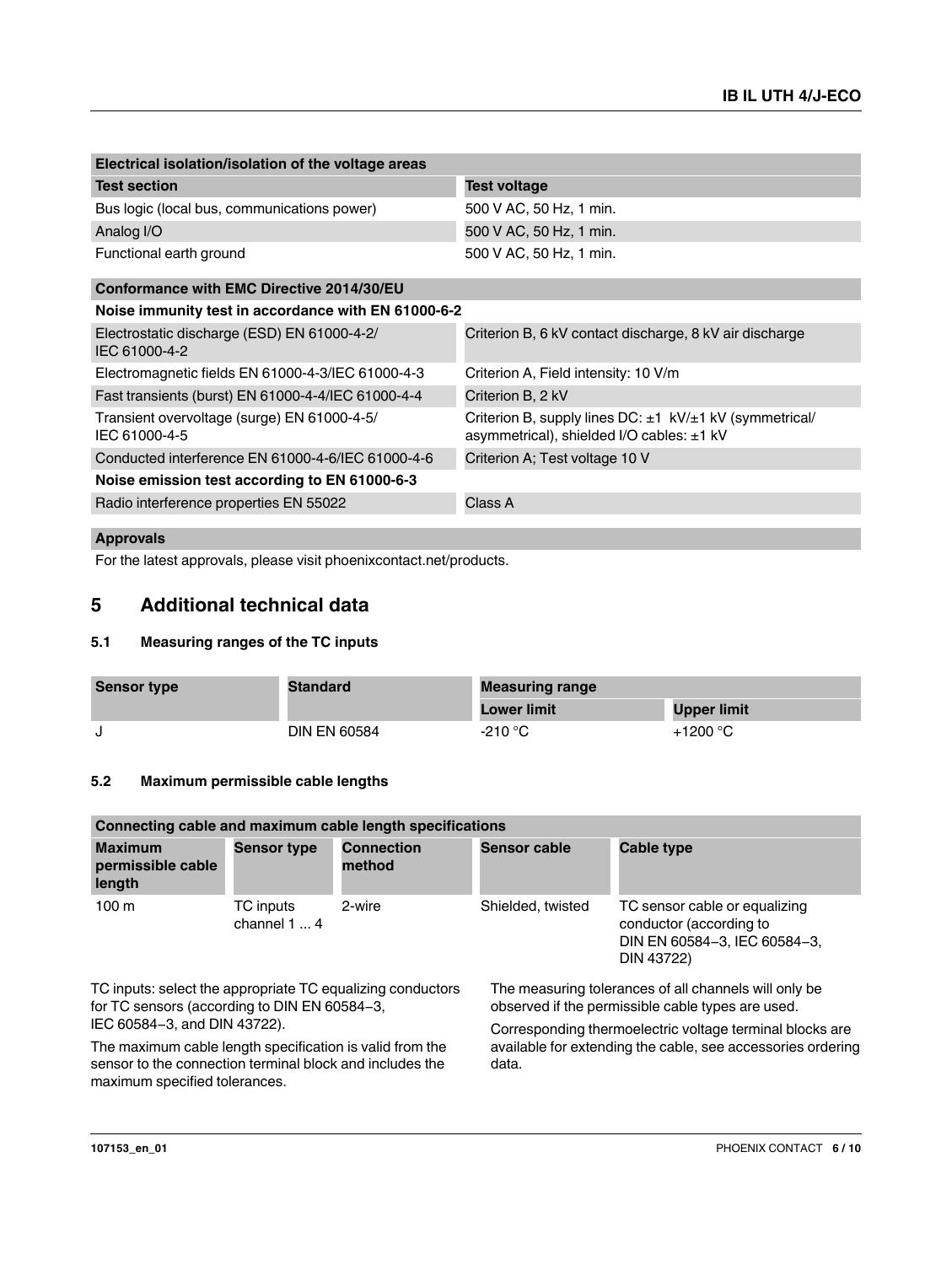| Electrical isolation/isolation of the voltage areas | |
| --- | --- |
| **Test section** | **Test voltage** |
| Bus logic (local bus, communications power) | 500 V AC, 50 Hz, 1 min. |
| Analog I/O | 500 V AC, 50 Hz, 1 min. |
| Functional earth ground | 500 V AC, 50 Hz, 1 min. |

| Conformance with EMC Directive 2014/30/EU | |
| --- | --- |
| **Noise immunity test in accordance with EN 61000-6-2** | |
| Electrostatic discharge (ESD) EN 61000-4-2/ IEC 61000-4-2 | Criterion B, 6 kV contact discharge, 8 kV air discharge |
| Electromagnetic fields EN 61000-4-3/IEC 61000-4-3 | Criterion A, Field intensity: 10 V/m |
| Fast transients (burst) EN 61000-4-4/IEC 61000-4-4 | Criterion B, 2 kV |
| Transient overvoltage (surge) EN 61000-4-5/ IEC 61000-4-5 | Criterion B, supply lines DC: ±1 kV/±1 kV (symmetrical/ asymmetrical), shielded I/O cables: ±1 kV |
| Conducted interference EN 61000-4-6/IEC 61000-4-6 | Criterion A; Test voltage 10 V |
| **Noise emission test according to EN 61000-6-3** | |
| Radio interference properties EN 55022 | Class A |

**Approvals**

For the latest approvals, please visit phoenixcontact.net/products.

## 5 Additional technical data

### 5.1 Measuring ranges of the TC inputs

| Sensor type | Standard | Measuring range | |
| --- | --- | --- | --- |
| | | **Lower limit** | **Upper limit** |
| J | DIN EN 60584 | -210 °C | +1200 °C |

### 5.2 Maximum permissible cable lengths

| Connecting cable and maximum cable length specifications | | | | |
| --- | --- | --- | --- | --- |
| **Maximum permissible cable length** | **Sensor type** | **Connection method** | **Sensor cable** | **Cable type** |
| 100 m | TC inputs channel 1 ... 4 | 2-wire | Shielded, twisted | TC sensor cable or equalizing conductor (according to DIN EN 60584–3, IEC 60584–3, DIN 43722) |

TC inputs: select the appropriate TC equalizing conductors for TC sensors (according to DIN EN 60584–3, IEC 60584–3, and DIN 43722).

The maximum cable length specification is valid from the sensor to the connection terminal block and includes the maximum specified tolerances.

The measuring tolerances of all channels will only be observed if the permissible cable types are used.

Corresponding thermoelectric voltage terminal blocks are available for extending the cable, see accessories ordering data.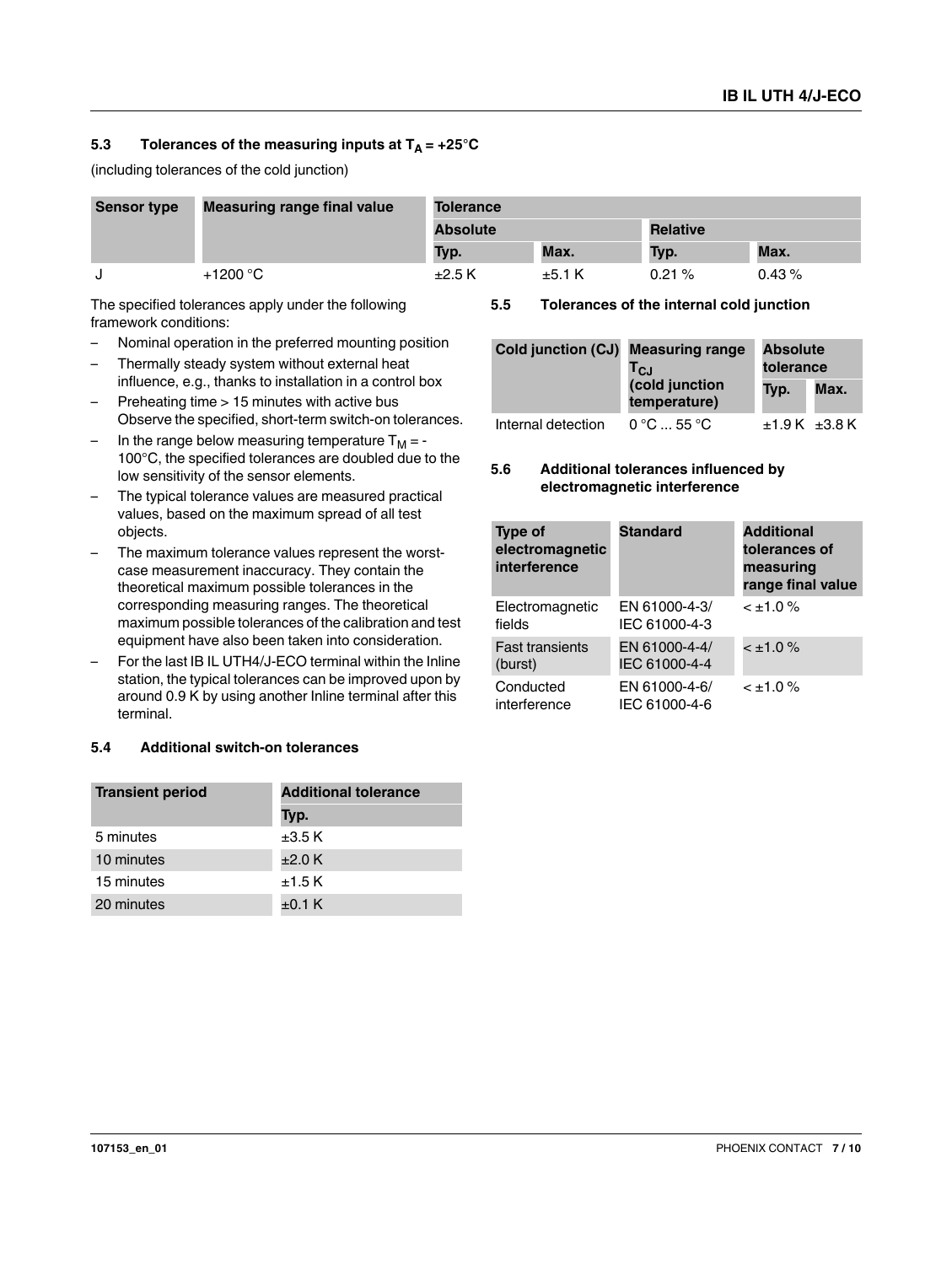### 5.3 Tolerances of the measuring inputs at $T_A$ = +25°C

(including tolerances of the cold junction)

| Sensor type | Measuring range final value | Tolerance | | | |
|---|---|---|---|---|---|
| | | Absolute | | Relative | |
| | | Typ. | Max. | Typ. | Max. |
| J | +1200 °C | ±2.5 K | ±5.1 K | 0.21 % | 0.43 % |

The specified tolerances apply under the following framework conditions:

- Nominal operation in the preferred mounting position
- Thermally steady system without external heat influence, e.g., thanks to installation in a control box
- Preheating time > 15 minutes with active bus
  Observe the specified, short-term switch-on tolerances.
- In the range below measuring temperature $T_M$ = -100°C, the specified tolerances are doubled due to the low sensitivity of the sensor elements.
- The typical tolerance values are measured practical values, based on the maximum spread of all test objects.
- The maximum tolerance values represent the worst-case measurement inaccuracy. They contain the theoretical maximum possible tolerances in the corresponding measuring ranges. The theoretical maximum possible tolerances of the calibration and test equipment have also been taken into consideration.
- For the last IB IL UTH4/J-ECO terminal within the Inline station, the typical tolerances can be improved upon by around 0.9 K by using another Inline terminal after this terminal.

### 5.4 Additional switch-on tolerances

| Transient period | Additional tolerance |
|---|---|
| | Typ. |
| 5 minutes | ±3.5 K |
| 10 minutes | ±2.0 K |
| 15 minutes | ±1.5 K |
| 20 minutes | ±0.1 K |

### 5.5 Tolerances of the internal cold junction

| Cold junction (CJ) | Measuring range $T_{CJ}$ (cold junction temperature) | Absolute tolerance | |
|---|---|---|---|
| | | Typ. | Max. |
| Internal detection | 0 °C ... 55 °C | ±1.9 K | ±3.8 K |

### 5.6 Additional tolerances influenced by electromagnetic interference

| Type of electromagnetic interference | Standard | Additional tolerances of measuring range final value |
|---|---|---|
| Electromagnetic fields | EN 61000-4-3/ IEC 61000-4-3 | < ±1.0 % |
| Fast transients (burst) | EN 61000-4-4/ IEC 61000-4-4 | < ±1.0 % |
| Conducted interference | EN 61000-4-6/ IEC 61000-4-6 | < ±1.0 % |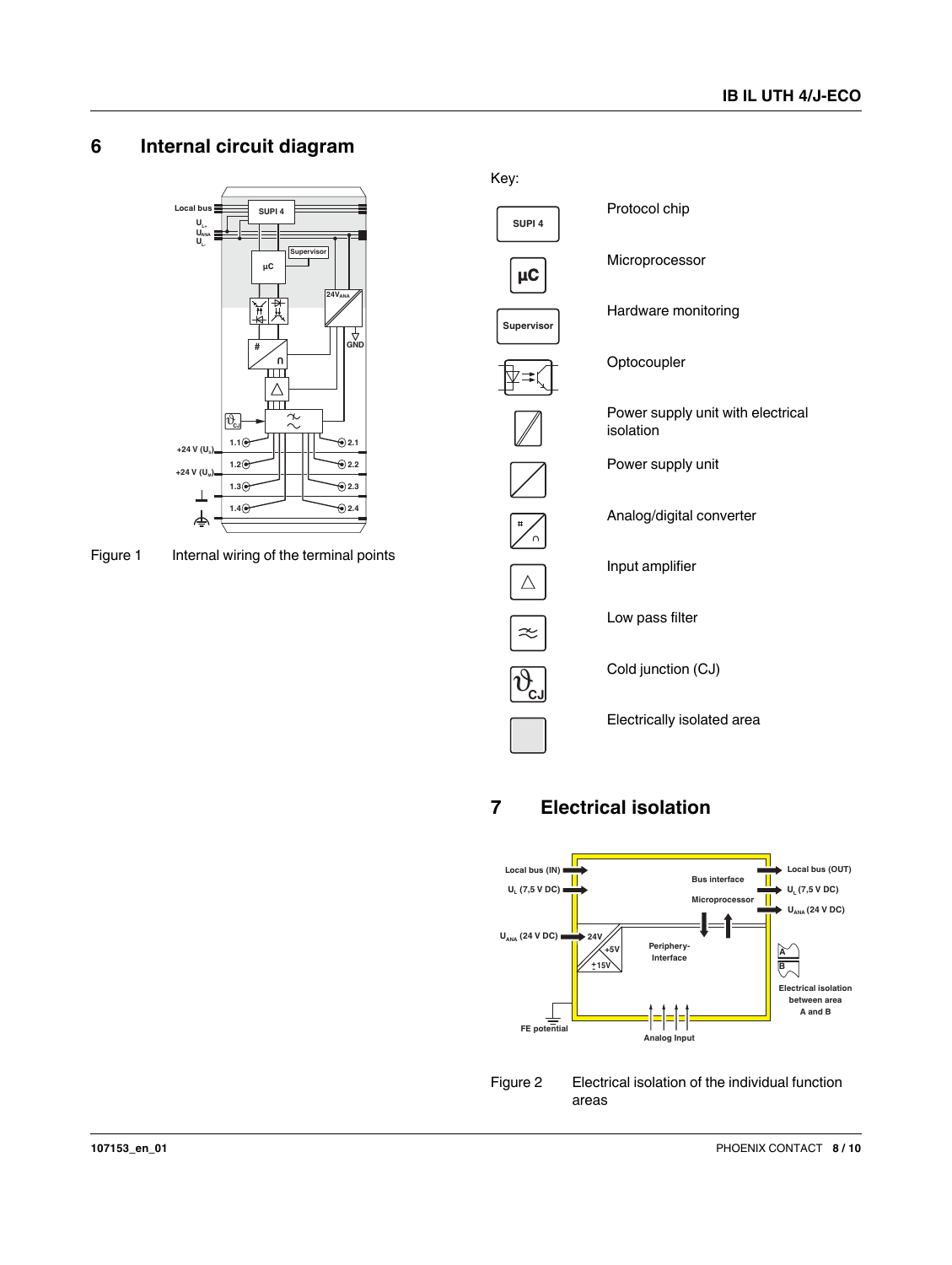## 6 Internal circuit diagram

Figure 1 Internal wiring of the terminal points

Key:

| Symbol | Description |
|---|---|
| SUPI 4 | Protocol chip |
| µC | Microprocessor |
| Supervisor | Hardware monitoring |
| | Optocoupler |
| | Power supply unit with electrical isolation |
| | Power supply unit |
| | Analog/digital converter |
| | Input amplifier |
| | Low pass filter |
| | Cold junction (CJ) |
| | Electrically isolated area |

## 7 Electrical isolation

Figure 2 Electrical isolation of the individual function areas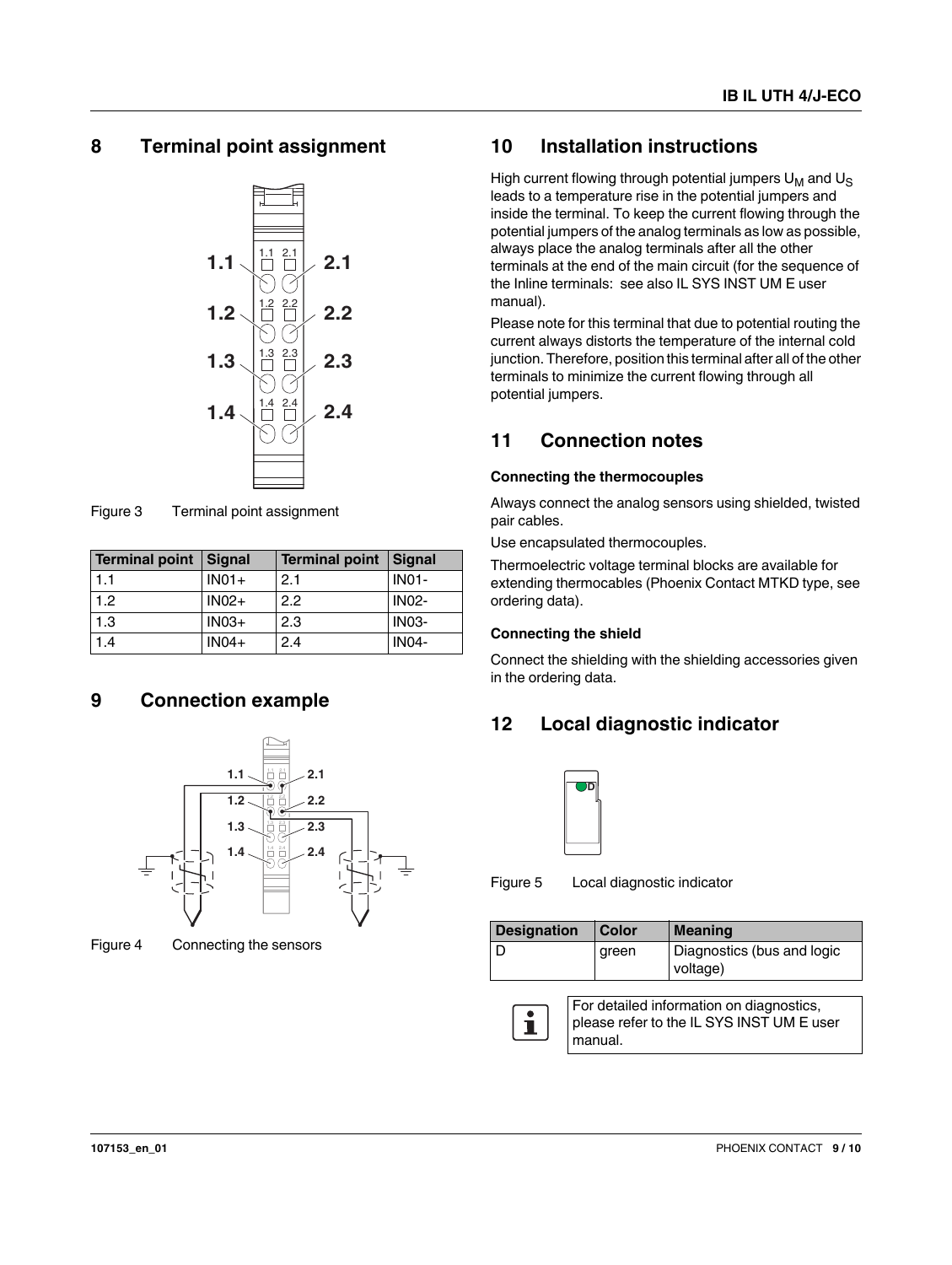## 8 Terminal point assignment

Figure 3 Terminal point assignment

| Terminal point | Signal | Terminal point | Signal |
|---|---|---|---|
| 1.1 | IN01+ | 2.1 | IN01- |
| 1.2 | IN02+ | 2.2 | IN02- |
| 1.3 | IN03+ | 2.3 | IN03- |
| 1.4 | IN04+ | 2.4 | IN04- |

## 9 Connection example

Figure 4 Connecting the sensors

## 10 Installation instructions

High current flowing through potential jumpers $U_M$ and $U_S$ leads to a temperature rise in the potential jumpers and inside the terminal. To keep the current flowing through the potential jumpers of the analog terminals as low as possible, always place the analog terminals after all the other terminals at the end of the main circuit (for the sequence of the Inline terminals: see also IL SYS INST UM E user manual).

Please note for this terminal that due to potential routing the current always distorts the temperature of the internal cold junction. Therefore, position this terminal after all of the other terminals to minimize the current flowing through all potential jumpers.

## 11 Connection notes

### Connecting the thermocouples

Always connect the analog sensors using shielded, twisted pair cables.

Use encapsulated thermocouples.

Thermoelectric voltage terminal blocks are available for extending thermocables (Phoenix Contact MTKD type, see ordering data).

### Connecting the shield

Connect the shielding with the shielding accessories given in the ordering data.

## 12 Local diagnostic indicator

Figure 5 Local diagnostic indicator

| Designation | Color | Meaning |
|---|---|---|
| D | green | Diagnostics (bus and logic voltage) |

For detailed information on diagnostics, please refer to the IL SYS INST UM E user manual.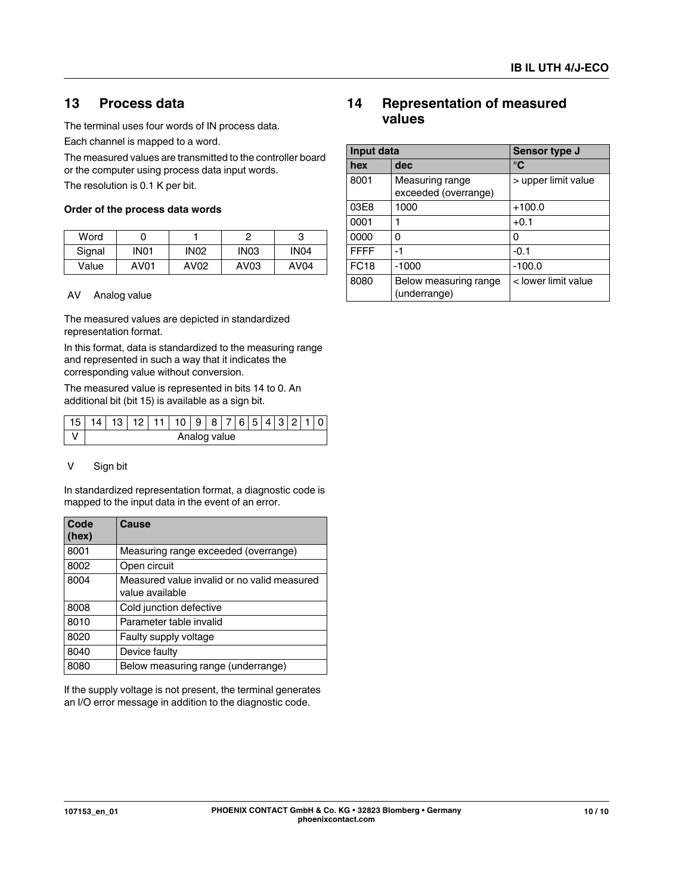## 13 Process data

The terminal uses four words of IN process data.

Each channel is mapped to a word.

The measured values are transmitted to the controller board or the computer using process data input words.

The resolution is 0.1 K per bit.

**Order of the process data words**

| Word | 0 | 1 | 2 | 3 |
|---|---|---|---|---|
| Signal | IN01 | IN02 | IN03 | IN04 |
| Value | AV01 | AV02 | AV03 | AV04 |

AV  Analog value

The measured values are depicted in standardized representation format.

In this format, data is standardized to the measuring range and represented in such a way that it indicates the corresponding value without conversion.

The measured value is represented in bits 14 to 0. An additional bit (bit 15) is available as a sign bit.

| 15 | 14 | 13 | 12 | 11 | 10 | 9 | 8 | 7 | 6 | 5 | 4 | 3 | 2 | 1 | 0 |
|---|---|---|---|---|---|---|---|---|---|---|---|---|---|---|---|
| V | Analog value | | | | | | | | | | | | | | |

V  Sign bit

In standardized representation format, a diagnostic code is mapped to the input data in the event of an error.

| Code (hex) | Cause |
|---|---|
| 8001 | Measuring range exceeded (overrange) |
| 8002 | Open circuit |
| 8004 | Measured value invalid or no valid measured value available |
| 8008 | Cold junction defective |
| 8010 | Parameter table invalid |
| 8020 | Faulty supply voltage |
| 8040 | Device faulty |
| 8080 | Below measuring range (underrange) |

If the supply voltage is not present, the terminal generates an I/O error message in addition to the diagnostic code.

## 14 Representation of measured values

| Input data | | Sensor type J |
|---|---|---|
| **hex** | **dec** | **°C** |
| 8001 | Measuring range exceeded (overrange) | > upper limit value |
| 03E8 | 1000 | +100.0 |
| 0001 | 1 | +0.1 |
| 0000 | 0 | 0 |
| FFFF | -1 | -0.1 |
| FC18 | -1000 | -100.0 |
| 8080 | Below measuring range (underrange) | < lower limit value |